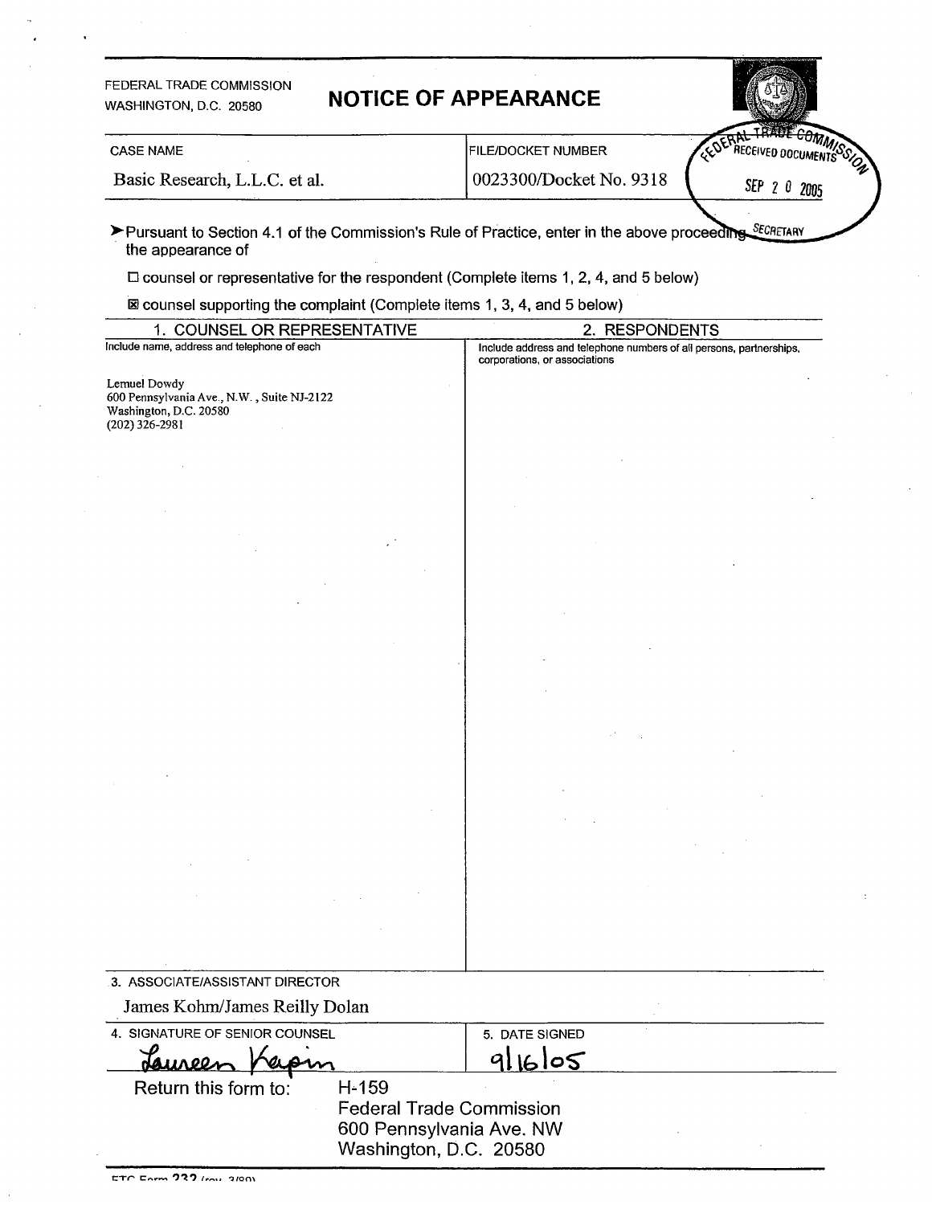FEDERAL TRADE COMMISSION
WASHINGTON, D.C. 20580

# NOTICE OF APPEARANCE

FEDERAL TRADE COMMISSION RECEIVED DOCUMENTS SEP 20 2005 SECRETARY

| CASE NAME | FILE/DOCKET NUMBER |
|---|---|
| Basic Research, L.L.C. et al. | 0023300/Docket No. 9318 |

➤ Pursuant to Section 4.1 of the Commission's Rule of Practice, enter in the above proceeding the appearance of

☐ counsel or representative for the respondent (Complete items 1, 2, 4, and 5 below)

☒ counsel supporting the complaint (Complete items 1, 3, 4, and 5 below)

| 1. COUNSEL OR REPRESENTATIVE | 2. RESPONDENTS |
|---|---|
| Include name, address and telephone of each | Include address and telephone numbers of all persons, partnerships, corporations, or associations |
| Lemuel Dowdy<br>600 Pennsylvania Ave., N.W., Suite NJ-2122<br>Washington, D.C. 20580<br>(202) 326-2981 | |

3. ASSOCIATE/ASSISTANT DIRECTOR

James Kohm/James Reilly Dolan

| 4. SIGNATURE OF SENIOR COUNSEL | 5. DATE SIGNED |
|---|---|
| Laureen Kapin | 9/16/05 |

Return this form to: H-159
Federal Trade Commission
600 Pennsylvania Ave. NW
Washington, D.C. 20580

FTC Form 232 (rev. 3/90)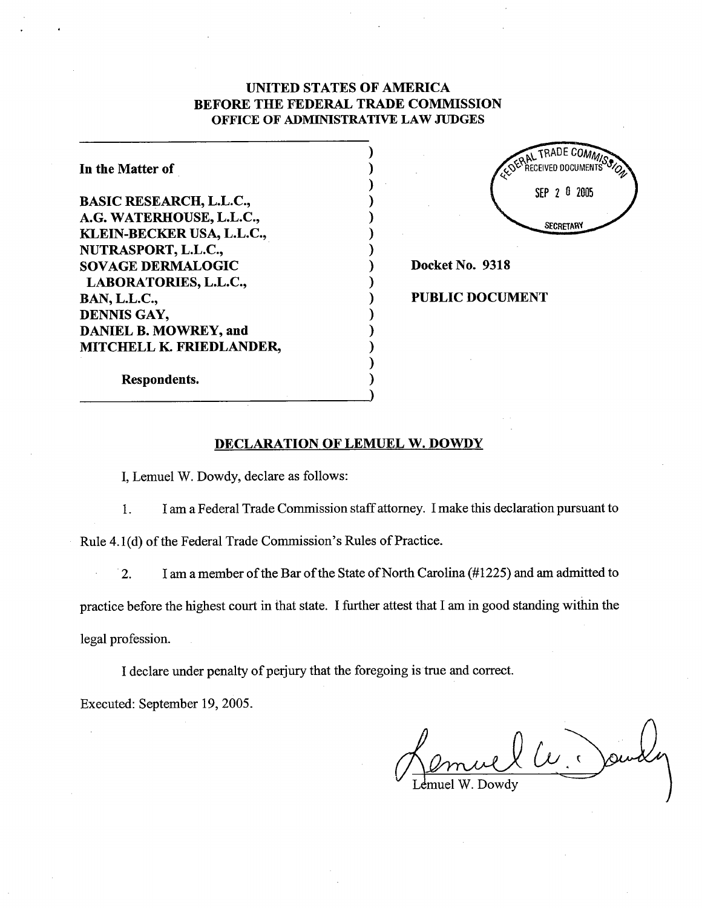**UNITED STATES OF AMERICA**
**BEFORE THE FEDERAL TRADE COMMISSION**
**OFFICE OF ADMINISTRATIVE LAW JUDGES**

FEDERAL TRADE COMMISSION
RECEIVED DOCUMENTS
SEP 2 0 2005
SECRETARY

**In the Matter of**

**BASIC RESEARCH, L.L.C.,**
**A.G. WATERHOUSE, L.L.C.,**
**KLEIN-BECKER USA, L.L.C.,**
**NUTRASPORT, L.L.C.,**
**SOVAGE DERMALOGIC LABORATORIES, L.L.C.,**
**BAN, L.L.C.,**
**DENNIS GAY,**
**DANIEL B. MOWREY, and**
**MITCHELL K. FRIEDLANDER,**

**Respondents.**

**Docket No. 9318**

**PUBLIC DOCUMENT**

**DECLARATION OF LEMUEL W. DOWDY**

I, Lemuel W. Dowdy, declare as follows:

1. I am a Federal Trade Commission staff attorney. I make this declaration pursuant to Rule 4.1(d) of the Federal Trade Commission's Rules of Practice.

2. I am a member of the Bar of the State of North Carolina (#1225) and am admitted to practice before the highest court in that state. I further attest that I am in good standing within the legal profession.

I declare under penalty of perjury that the foregoing is true and correct.

Executed: September 19, 2005.

Lemuel W. Dowdy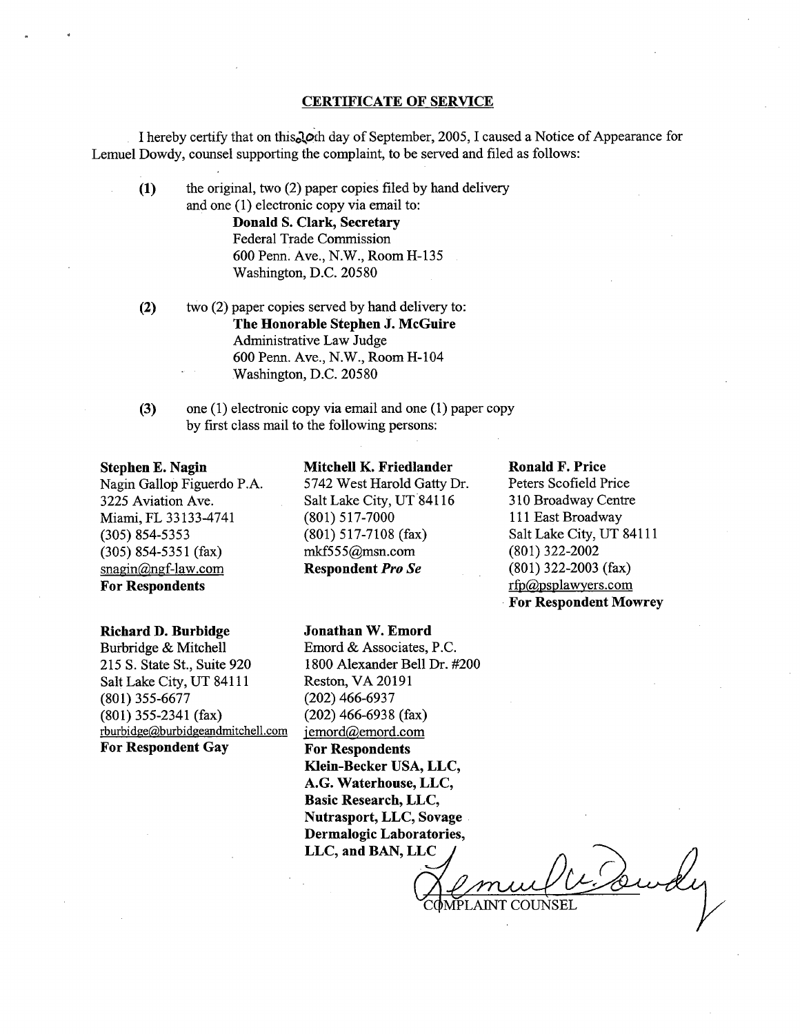## CERTIFICATE OF SERVICE

I hereby certify that on this 20th day of September, 2005, I caused a Notice of Appearance for Lemuel Dowdy, counsel supporting the complaint, to be served and filed as follows:

**(1)** the original, two (2) paper copies filed by hand delivery and one (1) electronic copy via email to:

> **Donald S. Clark, Secretary**
> Federal Trade Commission
> 600 Penn. Ave., N.W., Room H-135
> Washington, D.C. 20580

**(2)** two (2) paper copies served by hand delivery to:

> **The Honorable Stephen J. McGuire**
> Administrative Law Judge
> 600 Penn. Ave., N.W., Room H-104
> Washington, D.C. 20580

**(3)** one (1) electronic copy via email and one (1) paper copy by first class mail to the following persons:

**Stephen E. Nagin**
Nagin Gallop Figuerdo P.A.
3225 Aviation Ave.
Miami, FL 33133-4741
(305) 854-5353
(305) 854-5351 (fax)
snagin@ngf-law.com
**For Respondents**

**Mitchell K. Friedlander**
5742 West Harold Gatty Dr.
Salt Lake City, UT 84116
(801) 517-7000
(801) 517-7108 (fax)
mkf555@msn.com
**Respondent *Pro Se***

**Ronald F. Price**
Peters Scofield Price
310 Broadway Centre
111 East Broadway
Salt Lake City, UT 84111
(801) 322-2002
(801) 322-2003 (fax)
rfp@psplawyers.com
**For Respondent Mowrey**

**Richard D. Burbidge**
Burbridge & Mitchell
215 S. State St., Suite 920
Salt Lake City, UT 84111
(801) 355-6677
(801) 355-2341 (fax)
rburbidge@burbidgeandmitchell.com
**For Respondent Gay**

**Jonathan W. Emord**
Emord & Associates, P.C.
1800 Alexander Bell Dr. #200
Reston, VA 20191
(202) 466-6937
(202) 466-6938 (fax)
jemord@emord.com
**For Respondents Klein-Becker USA, LLC, A.G. Waterhouse, LLC, Basic Research, LLC, Nutrasport, LLC, Sovage Dermalogic Laboratories, LLC, and BAN, LLC**

COMPLAINT COUNSEL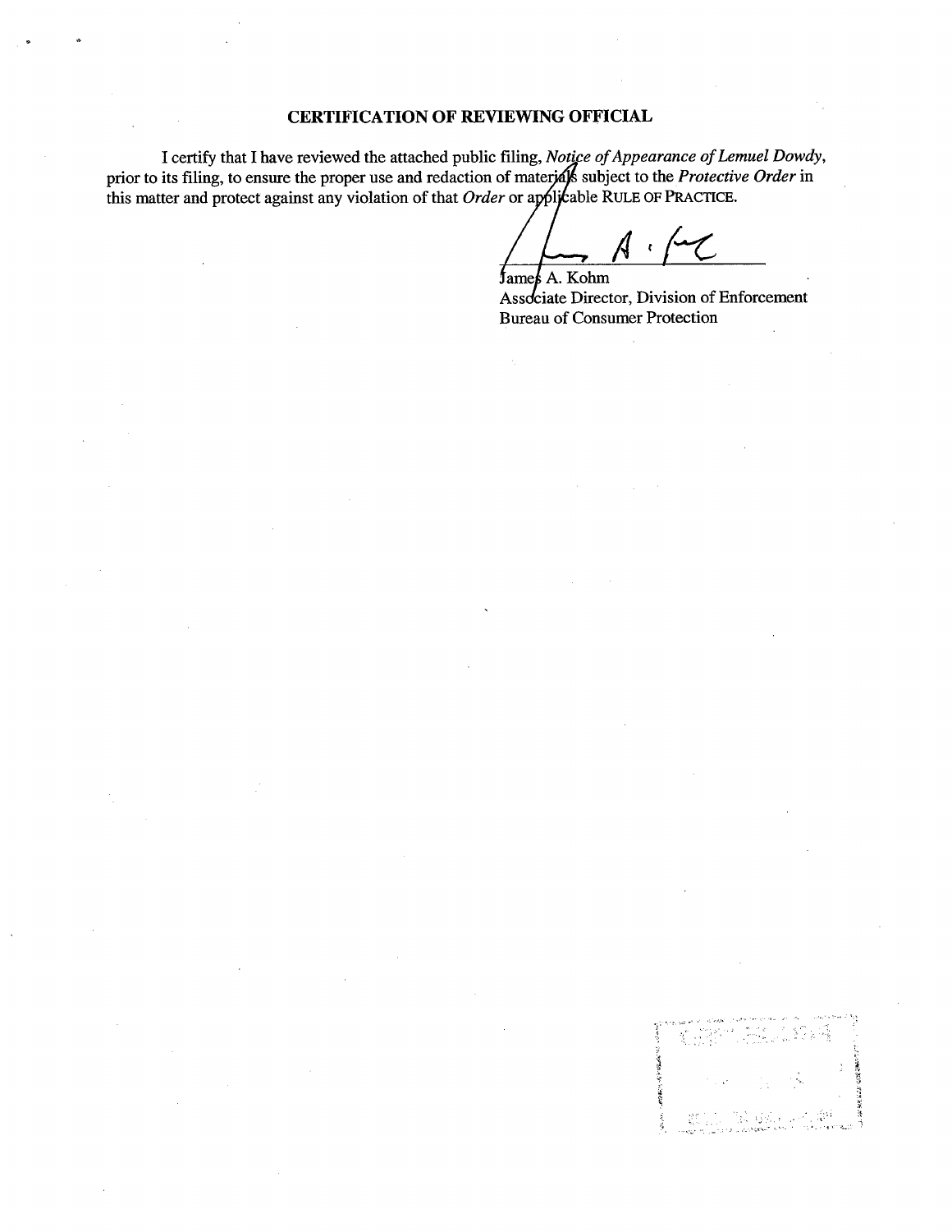## CERTIFICATION OF REVIEWING OFFICIAL

I certify that I have reviewed the attached public filing, *Notice of Appearance of Lemuel Dowdy*, prior to its filing, to ensure the proper use and redaction of materials subject to the *Protective Order* in this matter and protect against any violation of that *Order* or applicable RULE OF PRACTICE.

James A. Kohm
Associate Director, Division of Enforcement
Bureau of Consumer Protection